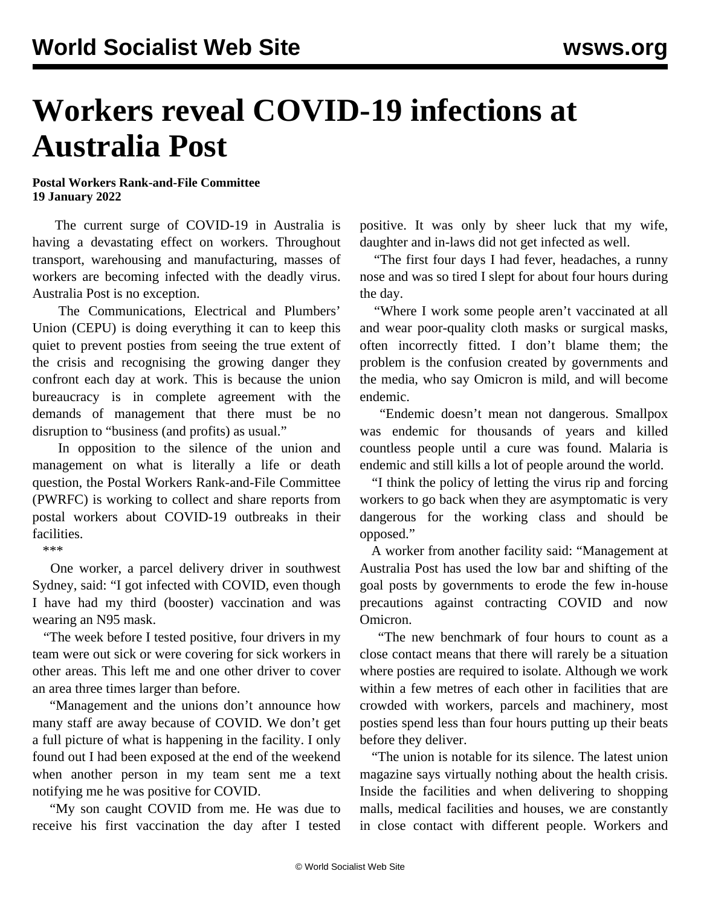# Workers reveal COVID-19 infections at Australia Post

**Postal Workers Rank-and-File Committee**
**19 January 2022**

The current surge of COVID-19 in Australia is having a devastating effect on workers. Throughout transport, warehousing and manufacturing, masses of workers are becoming infected with the deadly virus. Australia Post is no exception.

The Communications, Electrical and Plumbers' Union (CEPU) is doing everything it can to keep this quiet to prevent posties from seeing the true extent of the crisis and recognising the growing danger they confront each day at work. This is because the union bureaucracy is in complete agreement with the demands of management that there must be no disruption to "business (and profits) as usual."

In opposition to the silence of the union and management on what is literally a life or death question, the Postal Workers Rank-and-File Committee (PWRFC) is working to collect and share reports from postal workers about COVID-19 outbreaks in their facilities.

***

One worker, a parcel delivery driver in southwest Sydney, said: "I got infected with COVID, even though I have had my third (booster) vaccination and was wearing an N95 mask.

"The week before I tested positive, four drivers in my team were out sick or were covering for sick workers in other areas. This left me and one other driver to cover an area three times larger than before.

"Management and the unions don't announce how many staff are away because of COVID. We don't get a full picture of what is happening in the facility. I only found out I had been exposed at the end of the weekend when another person in my team sent me a text notifying me he was positive for COVID.

"My son caught COVID from me. He was due to receive his first vaccination the day after I tested positive. It was only by sheer luck that my wife, daughter and in-laws did not get infected as well.

"The first four days I had fever, headaches, a runny nose and was so tired I slept for about four hours during the day.

"Where I work some people aren't vaccinated at all and wear poor-quality cloth masks or surgical masks, often incorrectly fitted. I don't blame them; the problem is the confusion created by governments and the media, who say Omicron is mild, and will become endemic.

"Endemic doesn't mean not dangerous. Smallpox was endemic for thousands of years and killed countless people until a cure was found. Malaria is endemic and still kills a lot of people around the world.

"I think the policy of letting the virus rip and forcing workers to go back when they are asymptomatic is very dangerous for the working class and should be opposed."

A worker from another facility said: "Management at Australia Post has used the low bar and shifting of the goal posts by governments to erode the few in-house precautions against contracting COVID and now Omicron.

"The new benchmark of four hours to count as a close contact means that there will rarely be a situation where posties are required to isolate. Although we work within a few metres of each other in facilities that are crowded with workers, parcels and machinery, most posties spend less than four hours putting up their beats before they deliver.

"The union is notable for its silence. The latest union magazine says virtually nothing about the health crisis. Inside the facilities and when delivering to shopping malls, medical facilities and houses, we are constantly in close contact with different people. Workers and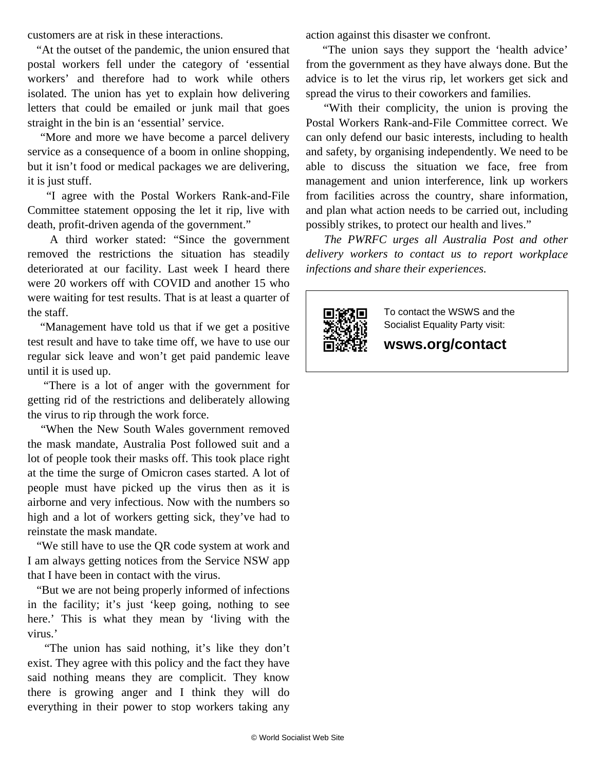customers are at risk in these interactions.

"At the outset of the pandemic, the union ensured that postal workers fell under the category of 'essential workers' and therefore had to work while others isolated. The union has yet to explain how delivering letters that could be emailed or junk mail that goes straight in the bin is an 'essential' service.

"More and more we have become a parcel delivery service as a consequence of a boom in online shopping, but it isn't food or medical packages we are delivering, it is just stuff.

"I agree with the Postal Workers Rank-and-File Committee statement opposing the let it rip, live with death, profit-driven agenda of the government."

A third worker stated: "Since the government removed the restrictions the situation has steadily deteriorated at our facility. Last week I heard there were 20 workers off with COVID and another 15 who were waiting for test results. That is at least a quarter of the staff.

"Management have told us that if we get a positive test result and have to take time off, we have to use our regular sick leave and won't get paid pandemic leave until it is used up.

"There is a lot of anger with the government for getting rid of the restrictions and deliberately allowing the virus to rip through the work force.

"When the New South Wales government removed the mask mandate, Australia Post followed suit and a lot of people took their masks off. This took place right at the time the surge of Omicron cases started. A lot of people must have picked up the virus then as it is airborne and very infectious. Now with the numbers so high and a lot of workers getting sick, they've had to reinstate the mask mandate.

"We still have to use the QR code system at work and I am always getting notices from the Service NSW app that I have been in contact with the virus.

"But we are not being properly informed of infections in the facility; it's just 'keep going, nothing to see here.' This is what they mean by 'living with the virus.'

"The union has said nothing, it's like they don't exist. They agree with this policy and the fact they have said nothing means they are complicit. They know there is growing anger and I think they will do everything in their power to stop workers taking any action against this disaster we confront.

"The union says they support the 'health advice' from the government as they have always done. But the advice is to let the virus rip, let workers get sick and spread the virus to their coworkers and families.

"With their complicity, the union is proving the Postal Workers Rank-and-File Committee correct. We can only defend our basic interests, including to health and safety, by organising independently. We need to be able to discuss the situation we face, free from management and union interference, link up workers from facilities across the country, share information, and plan what action needs to be carried out, including possibly strikes, to protect our health and lives."

*The PWRFC urges all Australia Post and other delivery workers to contact us to report workplace infections and share their experiences.*

To contact the WSWS and the Socialist Equality Party visit:

**wsws.org/contact**